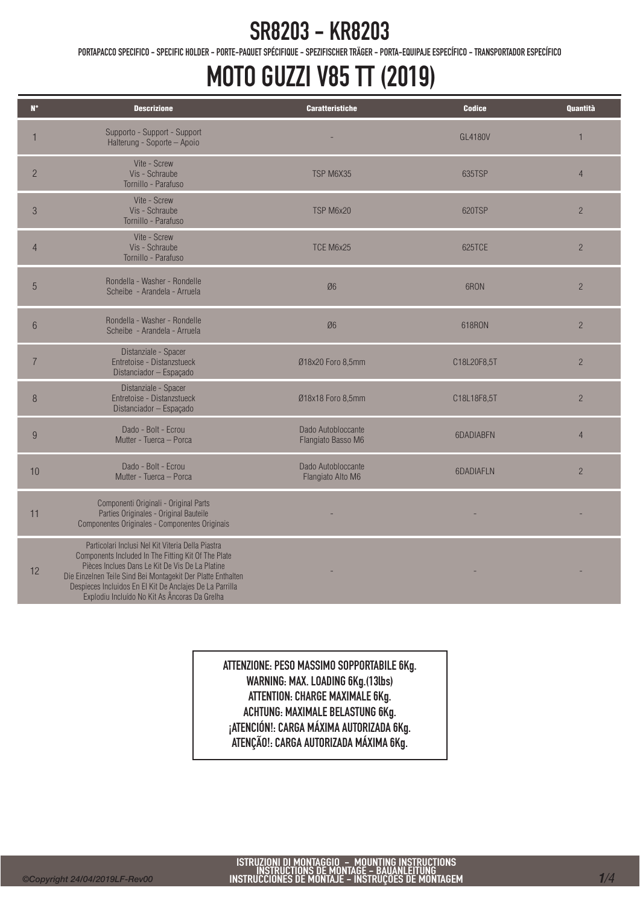# SR8203 - KR8203

PORTAPACCO SPECIFICO - SPECIFIC HOLDER - PORTE-PAQUET SPÉCIFIQUE - SPEZIFISCHER TRÄGER - PORTA-EQUIPAJE ESPECÍFICO - TRANSPORTADOR ESPECÍFICO

# MOTO GUZZI V85 TT (2019)

| N° | Descrizione | Caratteristiche | Codice | Quantità |
|---|---|---|---|---|
| 1 | Supporto - Support - Support Halterung - Soporte – Apoio | - | GL4180V | 1 |
| 2 | Vite - Screw Vis - Schraube Tornillo - Parafuso | TSP M6X35 | 635TSP | 4 |
| 3 | Vite - Screw Vis - Schraube Tornillo - Parafuso | TSP M6x20 | 620TSP | 2 |
| 4 | Vite - Screw Vis - Schraube Tornillo - Parafuso | TCE M6x25 | 625TCE | 2 |
| 5 | Rondella - Washer - Rondelle Scheibe - Arandela - Arruela | Ø6 | 6RON | 2 |
| 6 | Rondella - Washer - Rondelle Scheibe - Arandela - Arruela | Ø6 | 618RON | 2 |
| 7 | Distanziale - Spacer Entretoise - Distanzstueck Distanciador – Espaçado | Ø18x20 Foro 8,5mm | C18L20F8,5T | 2 |
| 8 | Distanziale - Spacer Entretoise - Distanzstueck Distanciador – Espaçado | Ø18x18 Foro 8,5mm | C18L18F8,5T | 2 |
| 9 | Dado - Bolt - Ecrou Mutter - Tuerca – Porca | Dado Autobloccante Flangiato Basso M6 | 6DADIABFN | 4 |
| 10 | Dado - Bolt - Ecrou Mutter - Tuerca – Porca | Dado Autobloccante Flangiato Alto M6 | 6DADIAFLN | 2 |
| 11 | Componenti Originali - Original Parts Parties Originales - Original Bauteile Componentes Originales - Componentes Originais | - | - | - |
| 12 | Particolari Inclusi Nel Kit Viteria Della Piastra Components Included In The Fitting Kit Of The Plate Pièces Inclues Dans Le Kit De Vis De La Platine Die Einzelnen Teile Sind Bei Montagekit Der Platte Enthalten Despieces Incluidos En El Kit De Anclajes De La Parrilla Explodiu Incluído No Kit As Âncoras Da Grelha | - | - | - |

**ATTENZIONE: PESO MASSIMO SOPPORTABILE 6Kg.**
**WARNING: MAX. LOADING 6Kg.(13lbs)**
**ATTENTION: CHARGE MAXIMALE 6Kg.**
**ACHTUNG: MAXIMALE BELASTUNG 6Kg.**
**¡ATENCIÓN!: CARGA MÁXIMA AUTORIZADA 6Kg.**
**ATENÇÃO!: CARGA AUTORIZADA MÁXIMA 6Kg.**

©Copyright 24/04/2019LF-Rev00

ISTRUZIONI DI MONTAGGIO – MOUNTING INSTRUCTIONS
INSTRUCTIONS DE MONTAGE – BAUANLEITUNG
INSTRUCCIONES DE MONTAJE – INSTRUÇÕES DE MONTAGEM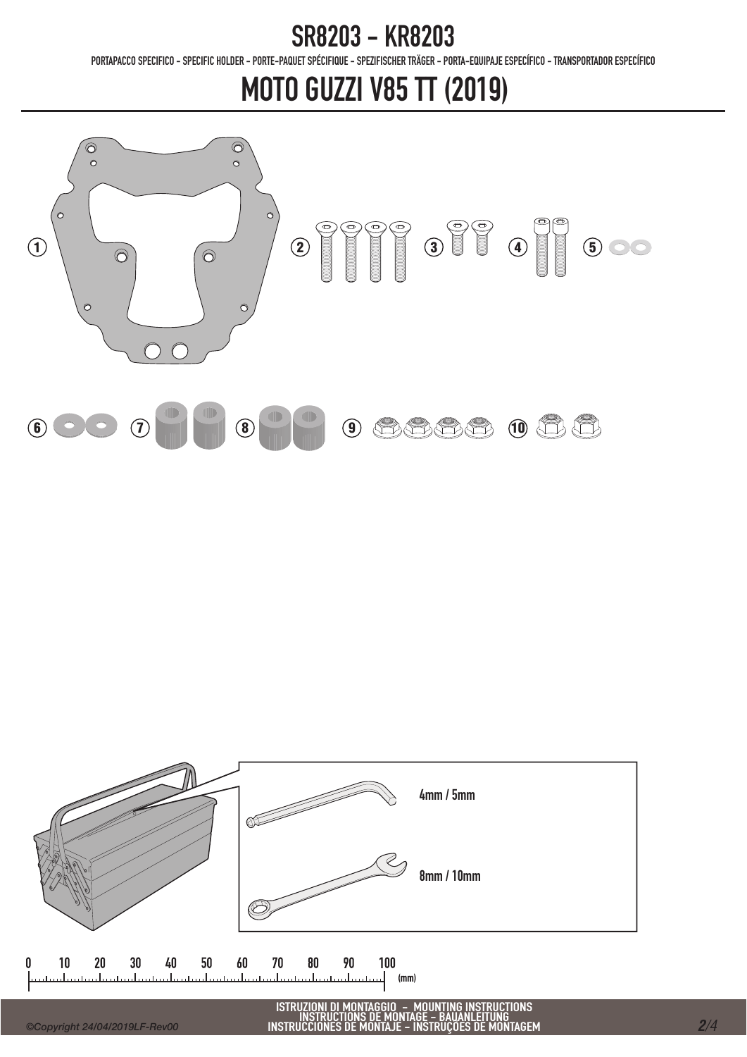# SR8203 - KR8203

PORTAPACCO SPECIFICO - SPECIFIC HOLDER - PORTE-PAQUET SPÉCIFIQUE - SPEZIFISCHER TRÄGER - PORTA-EQUIPAJE ESPECÍFICO - TRANSPORTADOR ESPECÍFICO

# MOTO GUZZI V85 TT (2019)

1 2 3 4 5

6 7 8 9 10

4mm / 5mm

8mm / 10mm

0 10 20 30 40 50 60 70 80 90 100 (mm)

ISTRUZIONI DI MONTAGGIO - MOUNTING INSTRUCTIONS
INSTRUCTIONS DE MONTAGE - BAUANLEITUNG
INSTRUCCIONES DE MONTAJE - INSTRUÇOES DE MONTAGEM

©Copyright 24/04/2019LF-Rev00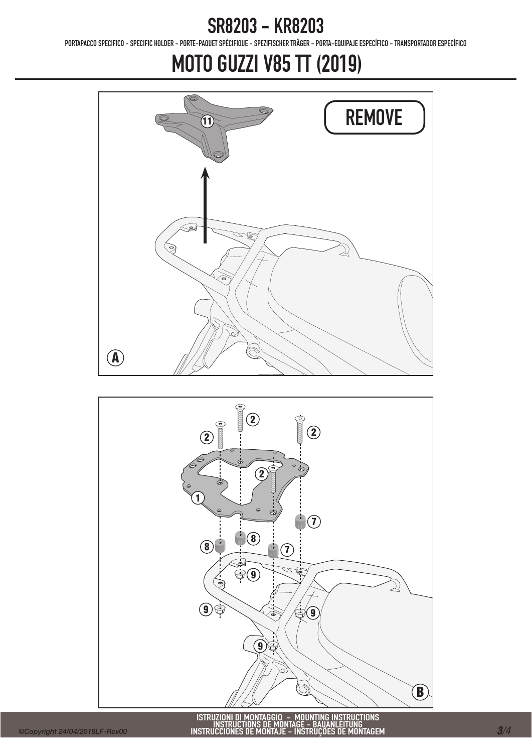# SR8203 - KR8203

PORTAPACCO SPECIFICO - SPECIFIC HOLDER - PORTE-PAQUET SPÉCIFIQUE - SPEZIFISCHER TRÄGER - PORTA-EQUIPAJE ESPECÍFICO - TRANSPORTADOR ESPECÍFICO

# MOTO GUZZI V85 TT (2019)

REMOVE

11

A

2 2 2 2

1

7 8 8 7

9 9 9 9

B

ISTRUZIONI DI MONTAGGIO - MOUNTING INSTRUCTIONS
INSTRUCTIONS DE MONTAGE - BAUANLEITUNG
INSTRUCCIONES DE MONTAJE - INSTRUÇÕES DE MONTAGEM

©Copyright 24/04/2019LF-Rev00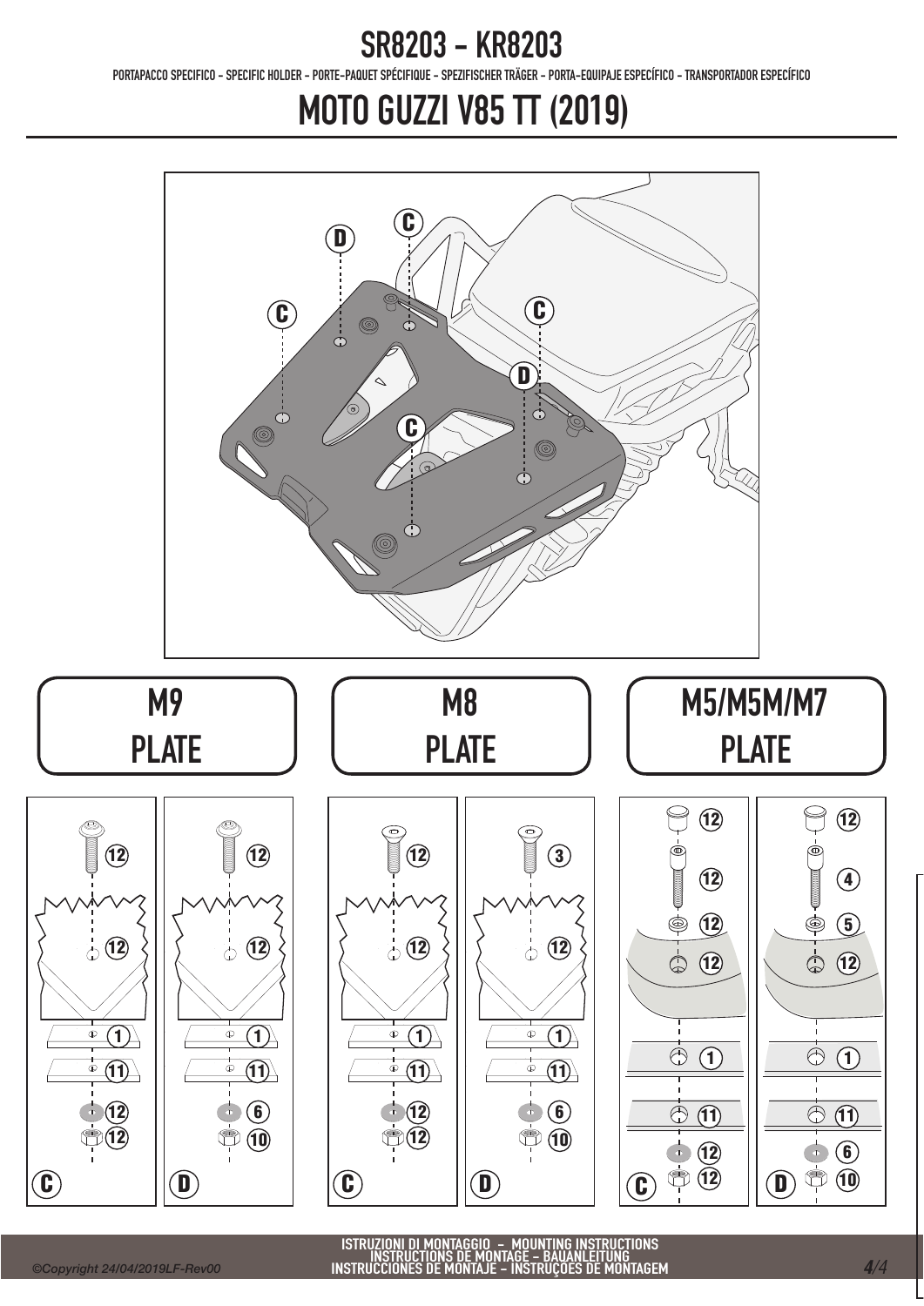# SR8203 - KR8203

PORTAPACCO SPECIFICO - SPECIFIC HOLDER - PORTE-PAQUET SPÉCIFIQUE - SPEZIFISCHER TRÄGER - PORTA-EQUIPAJE ESPECÍFICO - TRANSPORTADOR ESPECÍFICO

# MOTO GUZZI V85 TT (2019)

D C C C D C

## M9 PLATE

12
12
1
11
12
12
C

12
12
1
11
6
10
D

## M8 PLATE

12
12
1
11
12
12
C

3
12
1
11
6
10
D

## M5/M5M/M7 PLATE

12
12
12
12
1
11
12
12
C

12
4
5
12
1
11
6
10
D

ISTRUZIONI DI MONTAGGIO - MOUNTING INSTRUCTIONS
INSTRUCTIONS DE MONTAGE - BAUANLEITUNG
INSTRUCCIONES DE MONTAJE - INSTRUÇÕES DE MONTAGEM

©Copyright 24/04/2019LF-Rev00